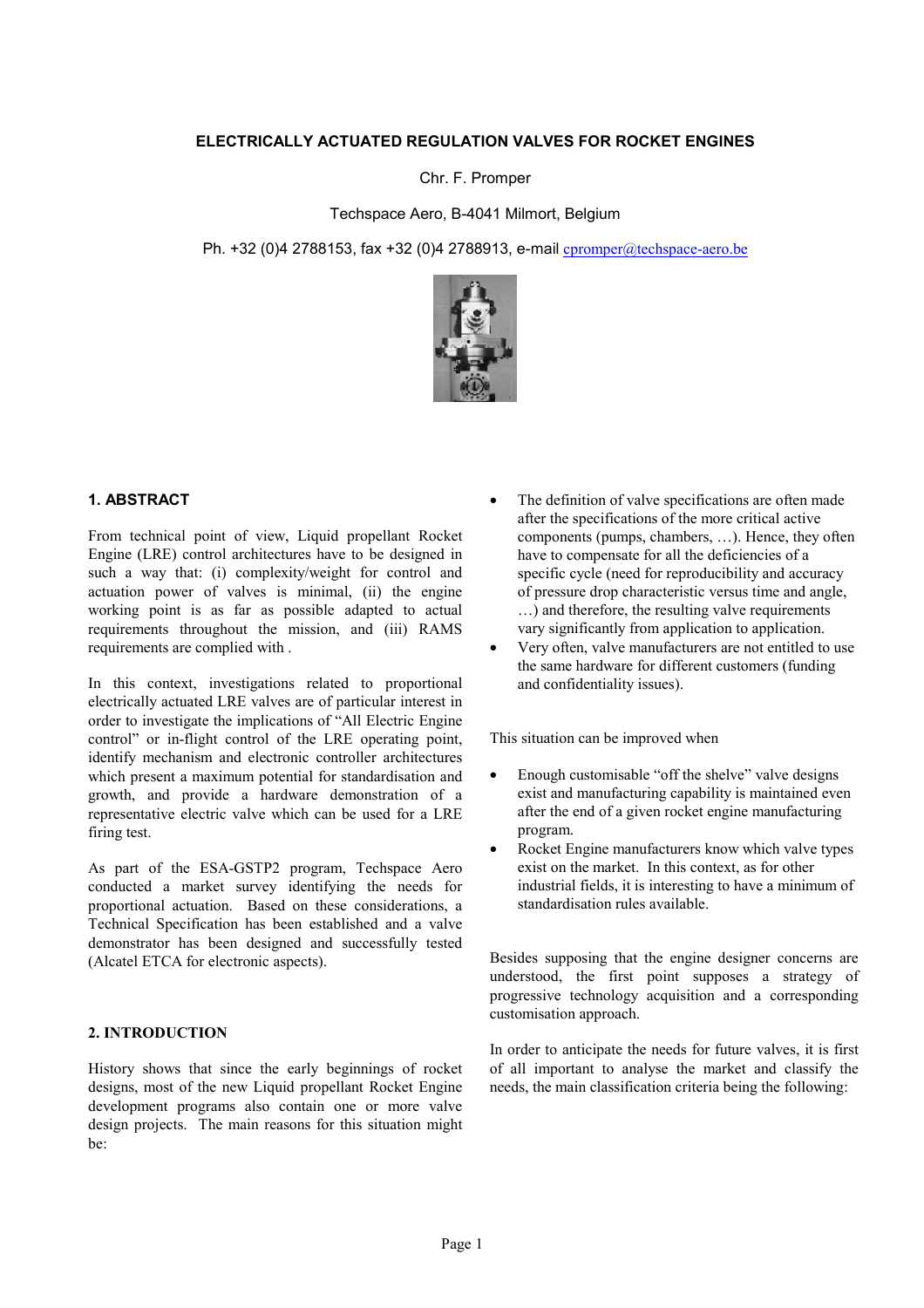# ELECTRICALLY ACTUATED REGULATION VALVES FOR ROCKET ENGINES

Chr. F. Promper

Techspace Aero, B-4041 Milmort, Belgium

Ph. +32 (0)4 2788153, fax +32 (0)4 2788913, e-mail cpromper@techspace-aero.be

## 1. ABSTRACT

From technical point of view, Liquid propellant Rocket Engine (LRE) control architectures have to be designed in such a way that: (i) complexity/weight for control and actuation power of valves is minimal, (ii) the engine working point is as far as possible adapted to actual requirements throughout the mission, and (iii) RAMS requirements are complied with .

In this context, investigations related to proportional electrically actuated LRE valves are of particular interest in order to investigate the implications of "All Electric Engine control" or in-flight control of the LRE operating point, identify mechanism and electronic controller architectures which present a maximum potential for standardisation and growth, and provide a hardware demonstration of a representative electric valve which can be used for a LRE firing test.

As part of the ESA-GSTP2 program, Techspace Aero conducted a market survey identifying the needs for proportional actuation. Based on these considerations, a Technical Specification has been established and a valve demonstrator has been designed and successfully tested (Alcatel ETCA for electronic aspects).

## 2. INTRODUCTION

History shows that since the early beginnings of rocket designs, most of the new Liquid propellant Rocket Engine development programs also contain one or more valve design projects. The main reasons for this situation might be:

- The definition of valve specifications are often made after the specifications of the more critical active components (pumps, chambers, …). Hence, they often have to compensate for all the deficiencies of a specific cycle (need for reproducibility and accuracy of pressure drop characteristic versus time and angle, …) and therefore, the resulting valve requirements vary significantly from application to application.
- Very often, valve manufacturers are not entitled to use the same hardware for different customers (funding and confidentiality issues).

This situation can be improved when

- Enough customisable "off the shelve" valve designs exist and manufacturing capability is maintained even after the end of a given rocket engine manufacturing program.
- Rocket Engine manufacturers know which valve types exist on the market. In this context, as for other industrial fields, it is interesting to have a minimum of standardisation rules available.

Besides supposing that the engine designer concerns are understood, the first point supposes a strategy of progressive technology acquisition and a corresponding customisation approach.

In order to anticipate the needs for future valves, it is first of all important to analyse the market and classify the needs, the main classification criteria being the following: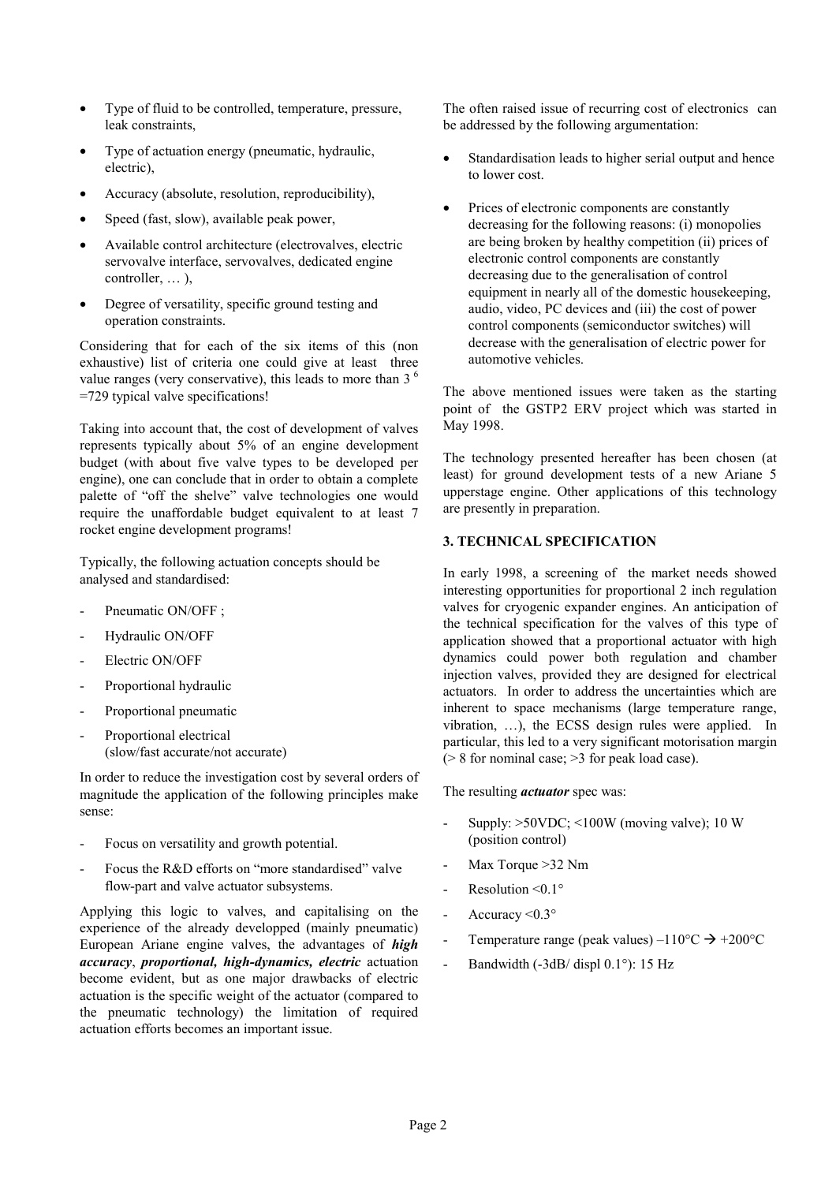- Type of fluid to be controlled, temperature, pressure, leak constraints,
- Type of actuation energy (pneumatic, hydraulic, electric),
- Accuracy (absolute, resolution, reproducibility),
- Speed (fast, slow), available peak power,
- Available control architecture (electrovalves, electric servovalve interface, servovalves, dedicated engine controller, … ),
- Degree of versatility, specific ground testing and operation constraints.

Considering that for each of the six items of this (non exhaustive) list of criteria one could give at least three value ranges (very conservative), this leads to more than $3^6$ =729 typical valve specifications!

Taking into account that, the cost of development of valves represents typically about 5% of an engine development budget (with about five valve types to be developed per engine), one can conclude that in order to obtain a complete palette of "off the shelve" valve technologies one would require the unaffordable budget equivalent to at least 7 rocket engine development programs!

Typically, the following actuation concepts should be analysed and standardised:

- Pneumatic ON/OFF ;
- Hydraulic ON/OFF
- Electric ON/OFF
- Proportional hydraulic
- Proportional pneumatic
- Proportional electrical (slow/fast accurate/not accurate)

In order to reduce the investigation cost by several orders of magnitude the application of the following principles make sense:

- Focus on versatility and growth potential.
- Focus the R&D efforts on "more standardised" valve flow-part and valve actuator subsystems.

Applying this logic to valves, and capitalising on the experience of the already developped (mainly pneumatic) European Ariane engine valves, the advantages of ***high accuracy***, ***proportional, high-dynamics, electric*** actuation become evident, but as one major drawbacks of electric actuation is the specific weight of the actuator (compared to the pneumatic technology) the limitation of required actuation efforts becomes an important issue.

The often raised issue of recurring cost of electronics can be addressed by the following argumentation:

- Standardisation leads to higher serial output and hence to lower cost.
- Prices of electronic components are constantly decreasing for the following reasons: (i) monopolies are being broken by healthy competition (ii) prices of electronic control components are constantly decreasing due to the generalisation of control equipment in nearly all of the domestic housekeeping, audio, video, PC devices and (iii) the cost of power control components (semiconductor switches) will decrease with the generalisation of electric power for automotive vehicles.

The above mentioned issues were taken as the starting point of the GSTP2 ERV project which was started in May 1998.

The technology presented hereafter has been chosen (at least) for ground development tests of a new Ariane 5 upperstage engine. Other applications of this technology are presently in preparation.

## 3. TECHNICAL SPECIFICATION

In early 1998, a screening of the market needs showed interesting opportunities for proportional 2 inch regulation valves for cryogenic expander engines. An anticipation of the technical specification for the valves of this type of application showed that a proportional actuator with high dynamics could power both regulation and chamber injection valves, provided they are designed for electrical actuators. In order to address the uncertainties which are inherent to space mechanisms (large temperature range, vibration, …), the ECSS design rules were applied. In particular, this led to a very significant motorisation margin (> 8 for nominal case; >3 for peak load case).

The resulting ***actuator*** spec was:

- Supply: >50VDC; <100W (moving valve); 10 W (position control)
- Max Torque >32 Nm
- Resolution <0.1°
- Accuracy <0.3°
- Temperature range (peak values) –110°C → +200°C
- Bandwidth (-3dB/ displ 0.1°): 15 Hz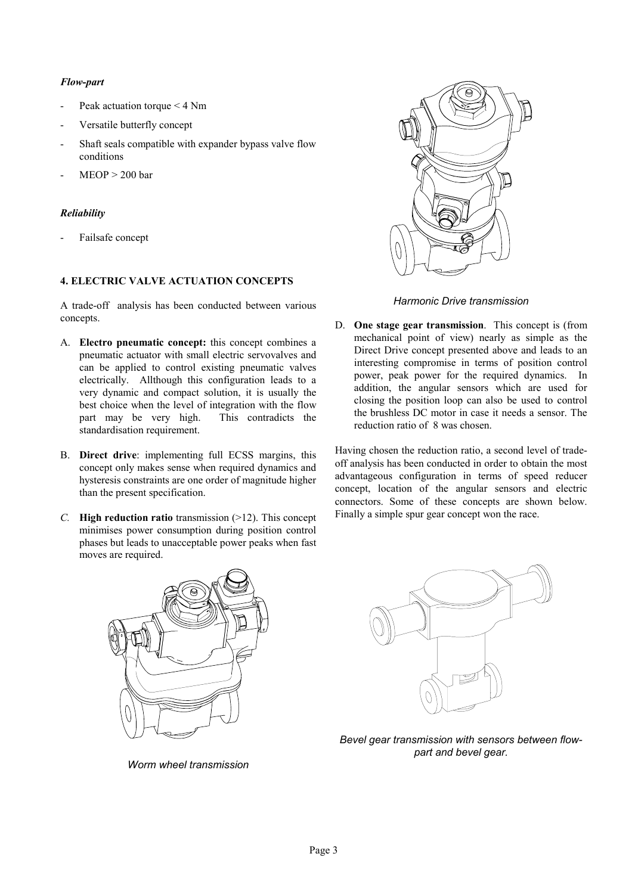*Flow-part*

- Peak actuation torque < 4 Nm
- Versatile butterfly concept
- Shaft seals compatible with expander bypass valve flow conditions
- MEOP > 200 bar

*Reliability*

- Failsafe concept

## 4. ELECTRIC VALVE ACTUATION CONCEPTS

A trade-off analysis has been conducted between various concepts.

A. **Electro pneumatic concept:** this concept combines a pneumatic actuator with small electric servovalves and can be applied to control existing pneumatic valves electrically. Allthough this configuration leads to a very dynamic and compact solution, it is usually the best choice when the level of integration with the flow part may be very high. This contradicts the standardisation requirement.

B. **Direct drive**: implementing full ECSS margins, this concept only makes sense when required dynamics and hysteresis constraints are one order of magnitude higher than the present specification.

*C.* **High reduction ratio** transmission (>12). This concept minimises power consumption during position control phases but leads to unacceptable power peaks when fast moves are required.

*Worm wheel transmission*

*Harmonic Drive transmission*

D. **One stage gear transmission**. This concept is (from mechanical point of view) nearly as simple as the Direct Drive concept presented above and leads to an interesting compromise in terms of position control power, peak power for the required dynamics. In addition, the angular sensors which are used for closing the position loop can also be used to control the brushless DC motor in case it needs a sensor. The reduction ratio of 8 was chosen.

Having chosen the reduction ratio, a second level of trade-off analysis has been conducted in order to obtain the most advantageous configuration in terms of speed reducer concept, location of the angular sensors and electric connectors. Some of these concepts are shown below. Finally a simple spur gear concept won the race.

*Bevel gear transmission with sensors between flow-part and bevel gear.*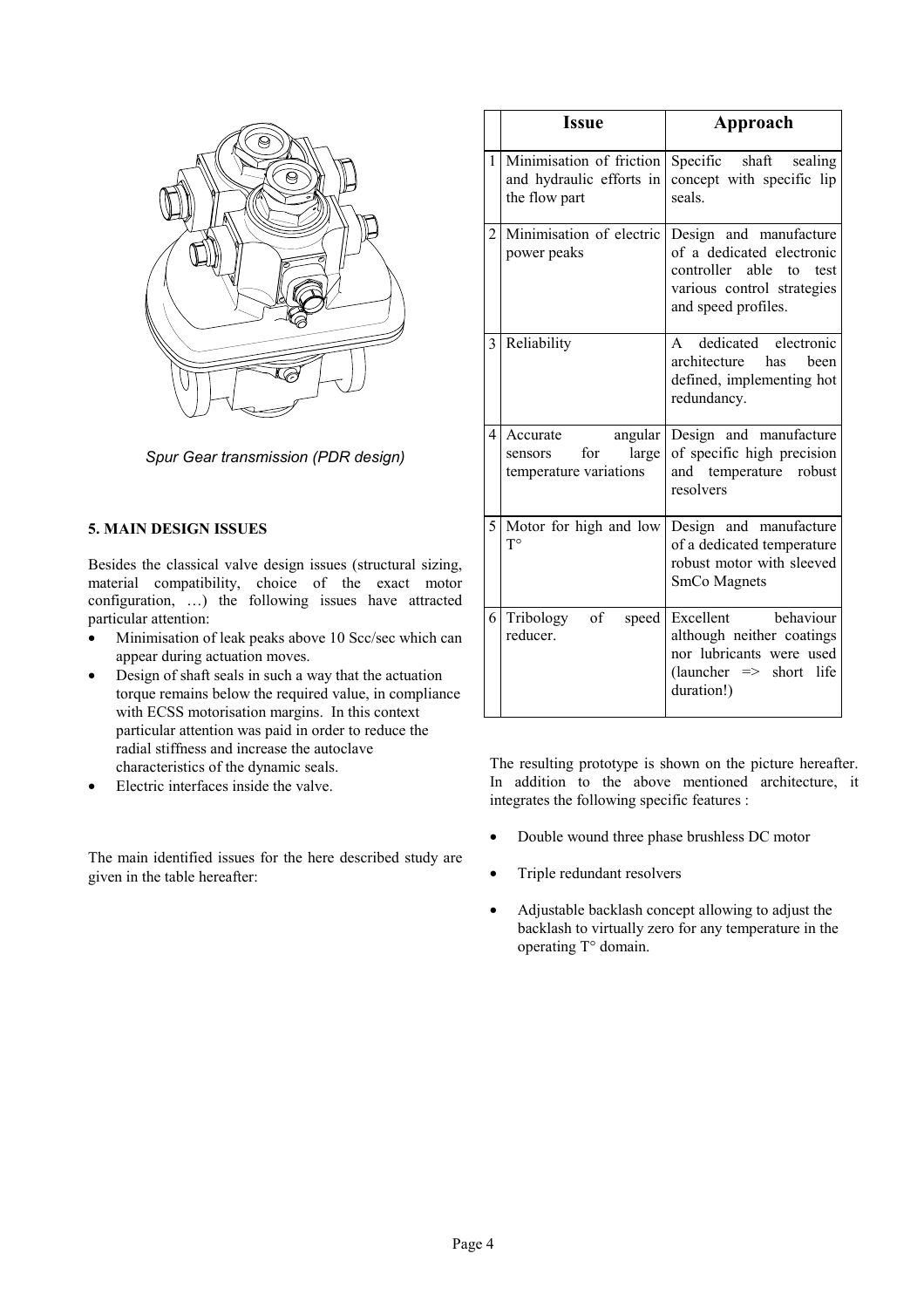*Spur Gear transmission (PDR design)*

## 5. MAIN DESIGN ISSUES

Besides the classical valve design issues (structural sizing, material compatibility, choice of the exact motor configuration, …) the following issues have attracted particular attention:

- Minimisation of leak peaks above 10 Scc/sec which can appear during actuation moves.
- Design of shaft seals in such a way that the actuation torque remains below the required value, in compliance with ECSS motorisation margins. In this context particular attention was paid in order to reduce the radial stiffness and increase the autoclave characteristics of the dynamic seals.
- Electric interfaces inside the valve.

The main identified issues for the here described study are given in the table hereafter:

| | Issue | Approach |
|---|---|---|
| 1 | Minimisation of friction and hydraulic efforts in the flow part | Specific shaft sealing concept with specific lip seals. |
| 2 | Minimisation of electric power peaks | Design and manufacture of a dedicated electronic controller able to test various control strategies and speed profiles. |
| 3 | Reliability | A dedicated electronic architecture has been defined, implementing hot redundancy. |
| 4 | Accurate angular sensors for large temperature variations | Design and manufacture of specific high precision and temperature robust resolvers |
| 5 | Motor for high and low T° | Design and manufacture of a dedicated temperature robust motor with sleeved SmCo Magnets |
| 6 | Tribology of speed reducer. | Excellent behaviour although neither coatings nor lubricants were used (launcher => short life duration!) |

The resulting prototype is shown on the picture hereafter. In addition to the above mentioned architecture, it integrates the following specific features :

- Double wound three phase brushless DC motor
- Triple redundant resolvers
- Adjustable backlash concept allowing to adjust the backlash to virtually zero for any temperature in the operating T° domain.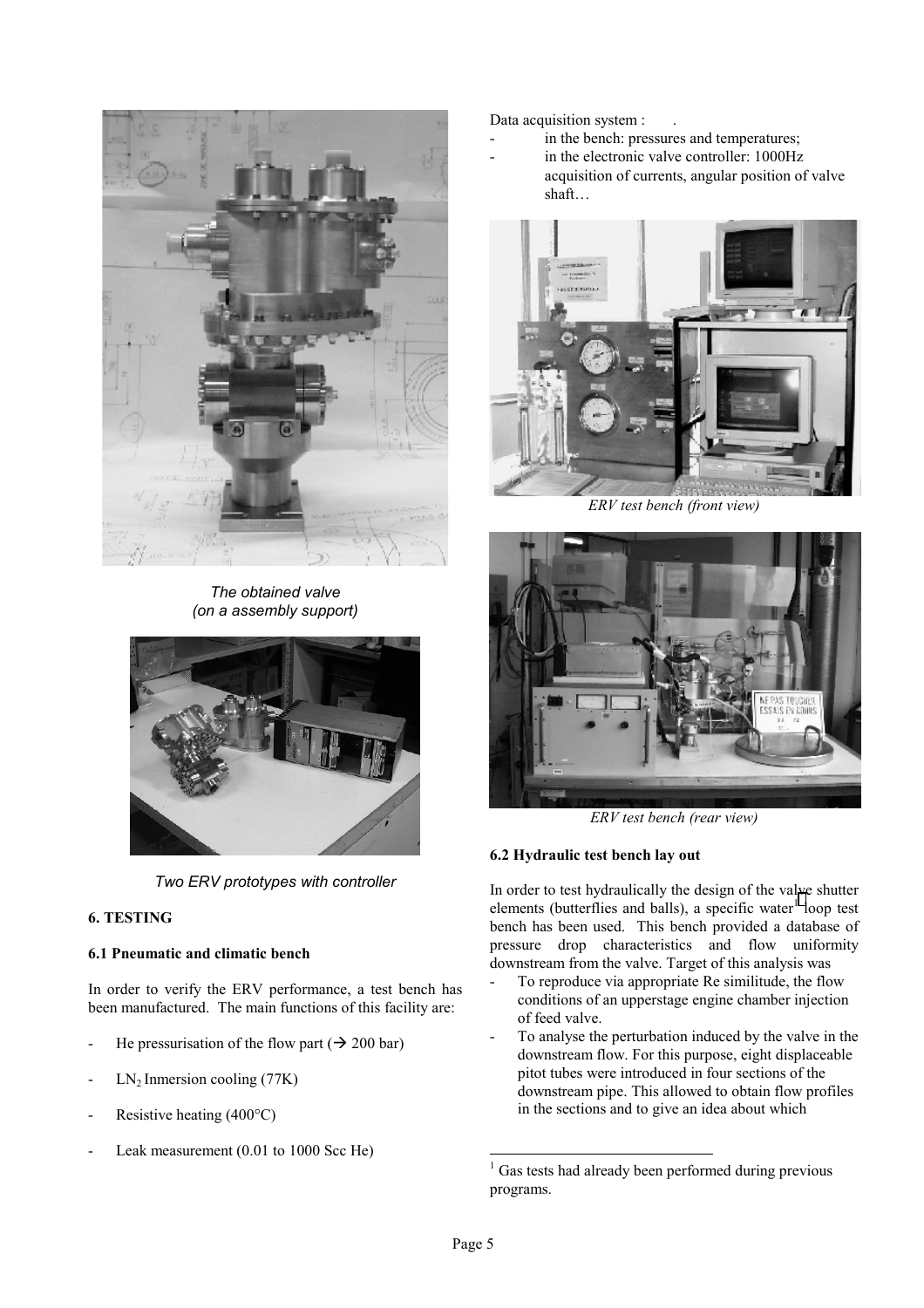*The obtained valve (on a assembly support)*

*Two ERV prototypes with controller*

## 6. TESTING

### 6.1 Pneumatic and climatic bench

In order to verify the ERV performance, a test bench has been manufactured. The main functions of this facility are:

- He pressurisation of the flow part (→ 200 bar)
- $LN_2$ Inmersion cooling (77K)
- Resistive heating (400°C)
- Leak measurement (0.01 to 1000 Scc He)

Data acquisition system :

- in the bench: pressures and temperatures;
- in the electronic valve controller: 1000Hz acquisition of currents, angular position of valve shaft…

*ERV test bench (front view)*

*ERV test bench (rear view)*

### 6.2 Hydraulic test bench lay out

In order to test hydraulically the design of the valve shutter elements (butterflies and balls), a specific water[1] loop test bench has been used. This bench provided a database of pressure drop characteristics and flow uniformity downstream from the valve. Target of this analysis was

- To reproduce via appropriate Re similitude, the flow conditions of an upperstage engine chamber injection of feed valve.
- To analyse the perturbation induced by the valve in the downstream flow. For this purpose, eight displaceable pitot tubes were introduced in four sections of the downstream pipe. This allowed to obtain flow profiles in the sections and to give an idea about which

---

[1] Gas tests had already been performed during previous programs.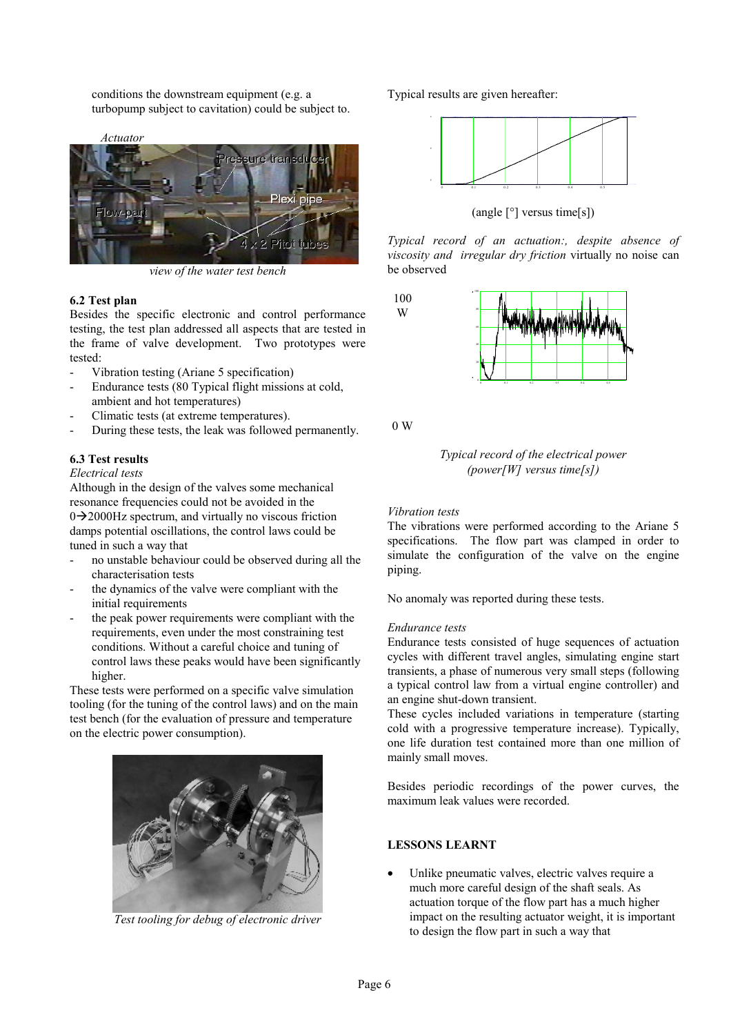conditions the downstream equipment (e.g. a turbopump subject to cavitation) could be subject to.

*view of the water test bench*

### 6.2 Test plan

Besides the specific electronic and control performance testing, the test plan addressed all aspects that are tested in the frame of valve development. Two prototypes were tested:

- Vibration testing (Ariane 5 specification)
- Endurance tests (80 Typical flight missions at cold, ambient and hot temperatures)
- Climatic tests (at extreme temperatures).
- During these tests, the leak was followed permanently.

### 6.3 Test results

*Electrical tests*

Although in the design of the valves some mechanical resonance frequencies could not be avoided in the 0→2000Hz spectrum, and virtually no viscous friction damps potential oscillations, the control laws could be tuned in such a way that

- no unstable behaviour could be observed during all the characterisation tests
- the dynamics of the valve were compliant with the initial requirements
- the peak power requirements were compliant with the requirements, even under the most constraining test conditions. Without a careful choice and tuning of control laws these peaks would have been significantly higher.

These tests were performed on a specific valve simulation tooling (for the tuning of the control laws) and on the main test bench (for the evaluation of pressure and temperature on the electric power consumption).

*Test tooling for debug of electronic driver*

Typical results are given hereafter:

(angle [°] versus time[s])

*Typical record of an actuation:, despite absence of viscosity and irregular dry friction* virtually no noise can be observed

*Typical record of the electrical power (power[W] versus time[s])*

*Vibration tests*

The vibrations were performed according to the Ariane 5 specifications. The flow part was clamped in order to simulate the configuration of the valve on the engine piping.

No anomaly was reported during these tests.

*Endurance tests*

Endurance tests consisted of huge sequences of actuation cycles with different travel angles, simulating engine start transients, a phase of numerous very small steps (following a typical control law from a virtual engine controller) and an engine shut-down transient.

These cycles included variations in temperature (starting cold with a progressive temperature increase). Typically, one life duration test contained more than one million of mainly small moves.

Besides periodic recordings of the power curves, the maximum leak values were recorded.

## LESSONS LEARNT

- Unlike pneumatic valves, electric valves require a much more careful design of the shaft seals. As actuation torque of the flow part has a much higher impact on the resulting actuator weight, it is important to design the flow part in such a way that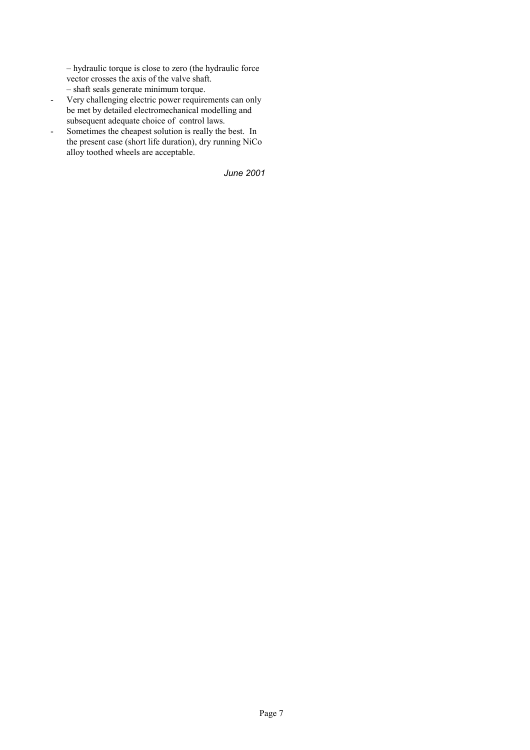– hydraulic torque is close to zero (the hydraulic force vector crosses the axis of the valve shaft.
– shaft seals generate minimum torque.

- Very challenging electric power requirements can only be met by detailed electromechanical modelling and subsequent adequate choice of control laws.
- Sometimes the cheapest solution is really the best. In the present case (short life duration), dry running NiCo alloy toothed wheels are acceptable.

*June 2001*